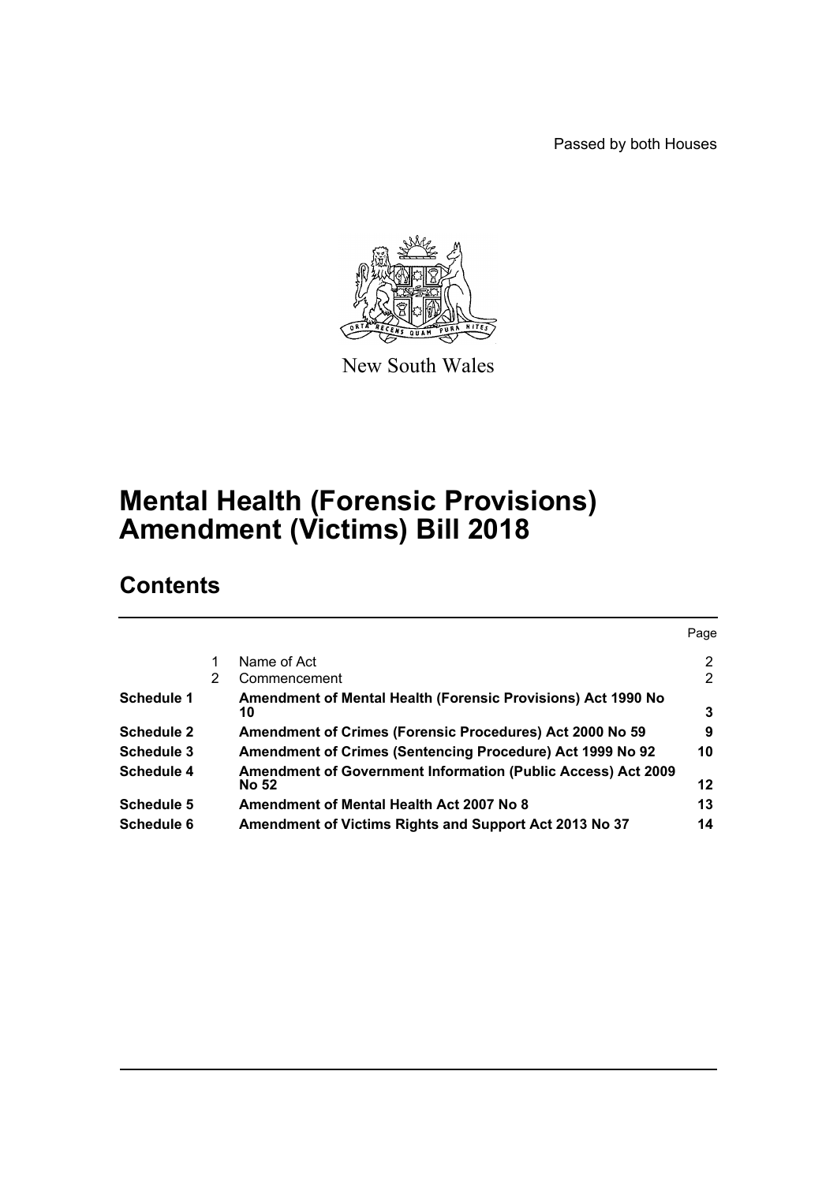Passed by both Houses

New South Wales

# Mental Health (Forensic Provisions) Amendment (Victims) Bill 2018

## Contents

| | | | Page |
|---|---|---|---|
| | 1 | Name of Act | 2 |
| | 2 | Commencement | 2 |
| **Schedule 1** | | **Amendment of Mental Health (Forensic Provisions) Act 1990 No 10** | **3** |
| **Schedule 2** | | **Amendment of Crimes (Forensic Procedures) Act 2000 No 59** | **9** |
| **Schedule 3** | | **Amendment of Crimes (Sentencing Procedure) Act 1999 No 92** | **10** |
| **Schedule 4** | | **Amendment of Government Information (Public Access) Act 2009 No 52** | **12** |
| **Schedule 5** | | **Amendment of Mental Health Act 2007 No 8** | **13** |
| **Schedule 6** | | **Amendment of Victims Rights and Support Act 2013 No 37** | **14** |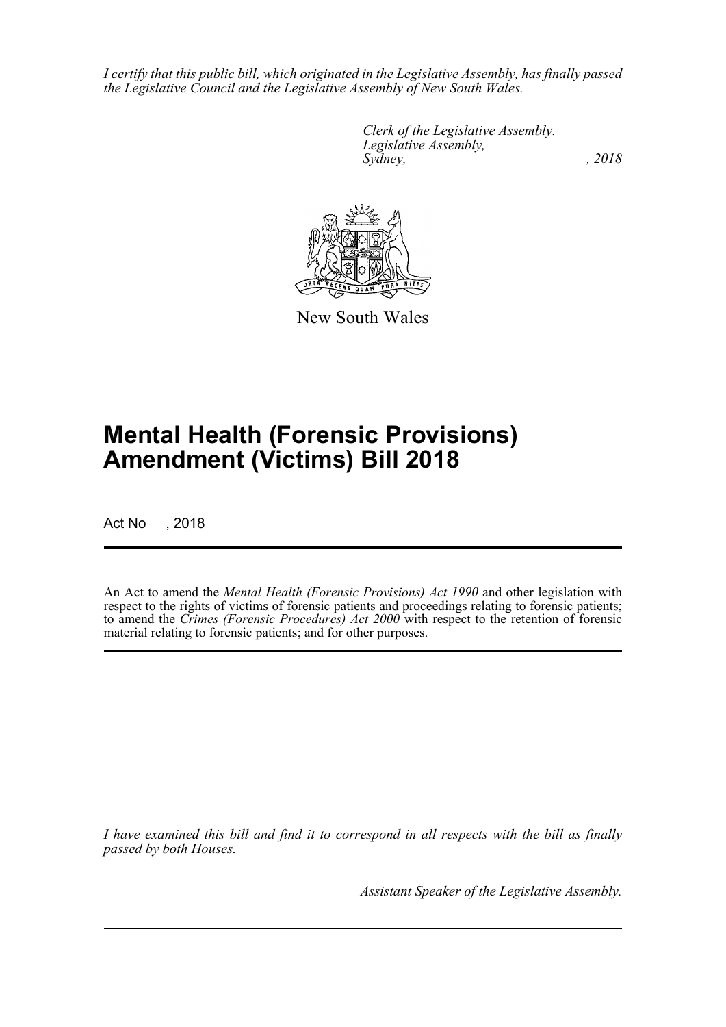*I certify that this public bill, which originated in the Legislative Assembly, has finally passed the Legislative Council and the Legislative Assembly of New South Wales.*

*Clerk of the Legislative Assembly.*
*Legislative Assembly,*
*Sydney, , 2018*

New South Wales

# Mental Health (Forensic Provisions) Amendment (Victims) Bill 2018

Act No , 2018

An Act to amend the *Mental Health (Forensic Provisions) Act 1990* and other legislation with respect to the rights of victims of forensic patients and proceedings relating to forensic patients; to amend the *Crimes (Forensic Procedures) Act 2000* with respect to the retention of forensic material relating to forensic patients; and for other purposes.

*I have examined this bill and find it to correspond in all respects with the bill as finally passed by both Houses.*

*Assistant Speaker of the Legislative Assembly.*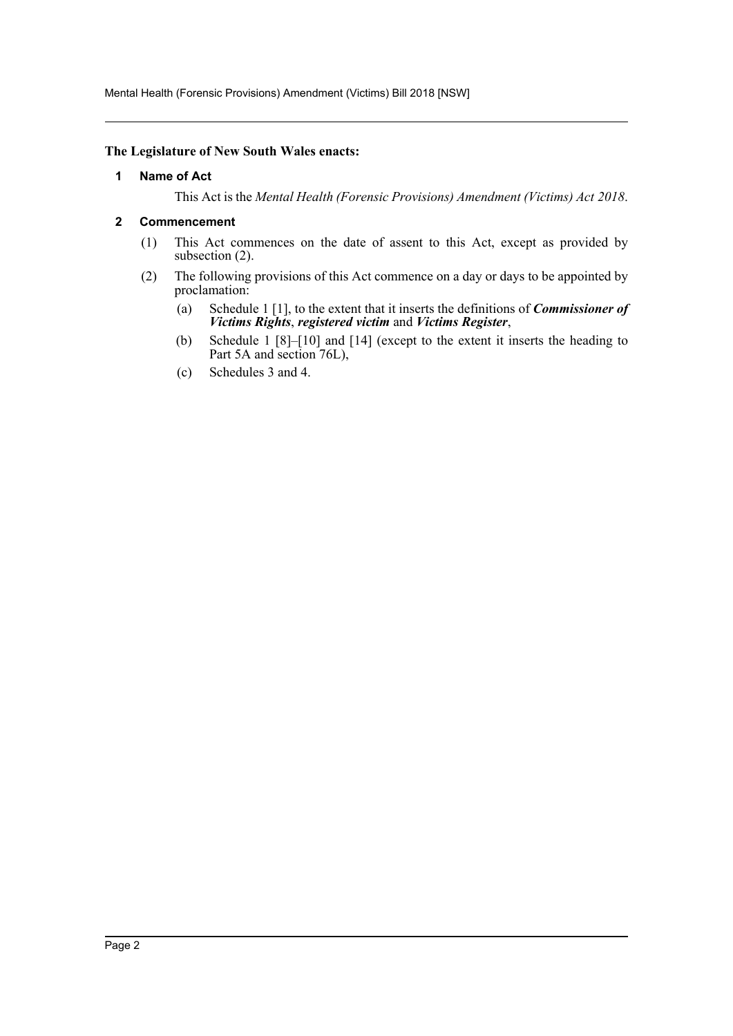**The Legislature of New South Wales enacts:**

## 1 Name of Act

This Act is the *Mental Health (Forensic Provisions) Amendment (Victims) Act 2018*.

## 2 Commencement

(1) This Act commences on the date of assent to this Act, except as provided by subsection (2).

(2) The following provisions of this Act commence on a day or days to be appointed by proclamation:

- (a) Schedule 1 [1], to the extent that it inserts the definitions of ***Commissioner of Victims Rights***, ***registered victim*** and ***Victims Register***,
- (b) Schedule 1 [8]–[10] and [14] (except to the extent it inserts the heading to Part 5A and section 76L),
- (c) Schedules 3 and 4.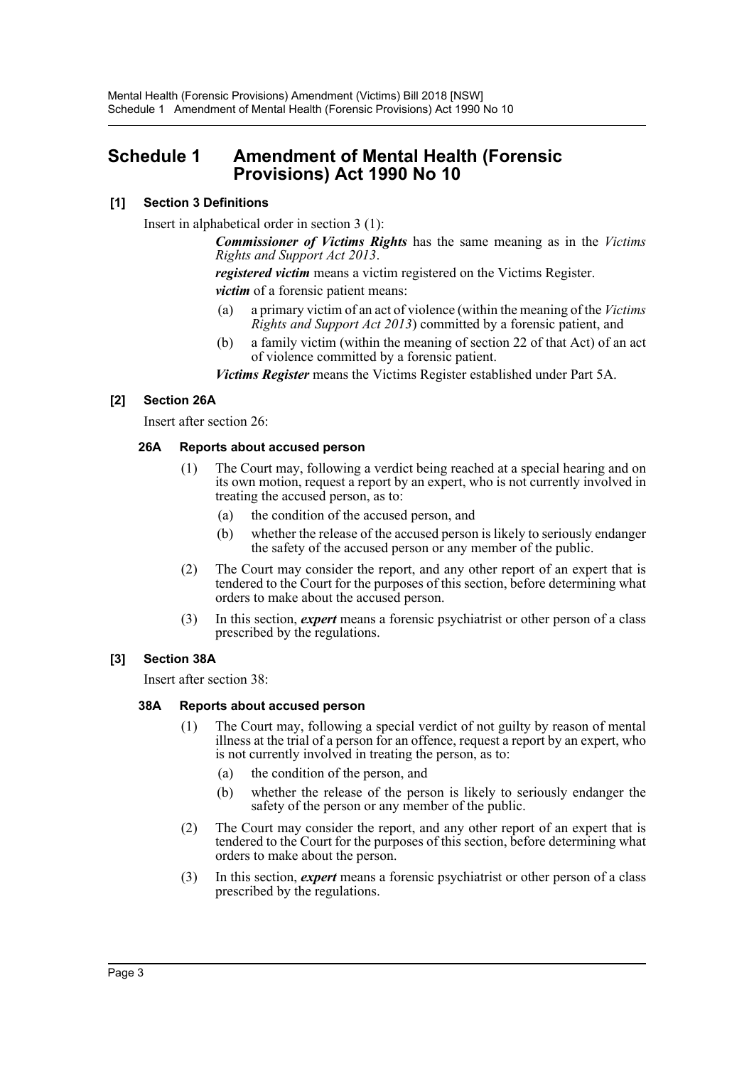# Schedule 1 Amendment of Mental Health (Forensic Provisions) Act 1990 No 10

**[1] Section 3 Definitions**

Insert in alphabetical order in section 3 (1):

> ***Commissioner of Victims Rights*** has the same meaning as in the *Victims Rights and Support Act 2013*.
>
> ***registered victim*** means a victim registered on the Victims Register.
>
> ***victim*** of a forensic patient means:
>
> (a) a primary victim of an act of violence (within the meaning of the *Victims Rights and Support Act 2013*) committed by a forensic patient, and
>
> (b) a family victim (within the meaning of section 22 of that Act) of an act of violence committed by a forensic patient.
>
> ***Victims Register*** means the Victims Register established under Part 5A.

**[2] Section 26A**

Insert after section 26:

> **26A Reports about accused person**
>
> (1) The Court may, following a verdict being reached at a special hearing and on its own motion, request a report by an expert, who is not currently involved in treating the accused person, as to:
>
> (a) the condition of the accused person, and
>
> (b) whether the release of the accused person is likely to seriously endanger the safety of the accused person or any member of the public.
>
> (2) The Court may consider the report, and any other report of an expert that is tendered to the Court for the purposes of this section, before determining what orders to make about the accused person.
>
> (3) In this section, ***expert*** means a forensic psychiatrist or other person of a class prescribed by the regulations.

**[3] Section 38A**

Insert after section 38:

> **38A Reports about accused person**
>
> (1) The Court may, following a special verdict of not guilty by reason of mental illness at the trial of a person for an offence, request a report by an expert, who is not currently involved in treating the person, as to:
>
> (a) the condition of the person, and
>
> (b) whether the release of the person is likely to seriously endanger the safety of the person or any member of the public.
>
> (2) The Court may consider the report, and any other report of an expert that is tendered to the Court for the purposes of this section, before determining what orders to make about the person.
>
> (3) In this section, ***expert*** means a forensic psychiatrist or other person of a class prescribed by the regulations.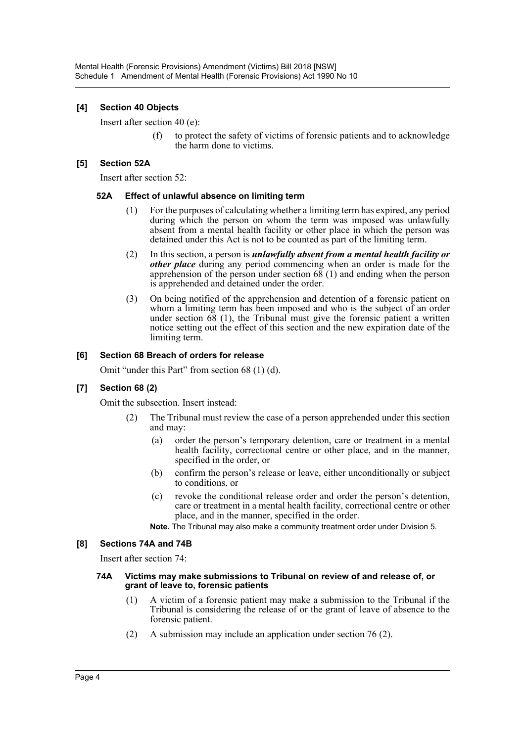**[4] Section 40 Objects**

Insert after section 40 (e):

> (f) to protect the safety of victims of forensic patients and to acknowledge the harm done to victims.

**[5] Section 52A**

Insert after section 52:

**52A Effect of unlawful absence on limiting term**

(1) For the purposes of calculating whether a limiting term has expired, any period during which the person on whom the term was imposed was unlawfully absent from a mental health facility or other place in which the person was detained under this Act is not to be counted as part of the limiting term.

(2) In this section, a person is ***unlawfully absent from a mental health facility or other place*** during any period commencing when an order is made for the apprehension of the person under section 68 (1) and ending when the person is apprehended and detained under the order.

(3) On being notified of the apprehension and detention of a forensic patient on whom a limiting term has been imposed and who is the subject of an order under section 68 (1), the Tribunal must give the forensic patient a written notice setting out the effect of this section and the new expiration date of the limiting term.

**[6] Section 68 Breach of orders for release**

Omit "under this Part" from section 68 (1) (d).

**[7] Section 68 (2)**

Omit the subsection. Insert instead:

(2) The Tribunal must review the case of a person apprehended under this section and may:

- (a) order the person's temporary detention, care or treatment in a mental health facility, correctional centre or other place, and in the manner, specified in the order, or
- (b) confirm the person's release or leave, either unconditionally or subject to conditions, or
- (c) revoke the conditional release order and order the person's detention, care or treatment in a mental health facility, correctional centre or other place, and in the manner, specified in the order.

**Note.** The Tribunal may also make a community treatment order under Division 5.

**[8] Sections 74A and 74B**

Insert after section 74:

**74A Victims may make submissions to Tribunal on review of and release of, or grant of leave to, forensic patients**

(1) A victim of a forensic patient may make a submission to the Tribunal if the Tribunal is considering the release of or the grant of leave of absence to the forensic patient.

(2) A submission may include an application under section 76 (2).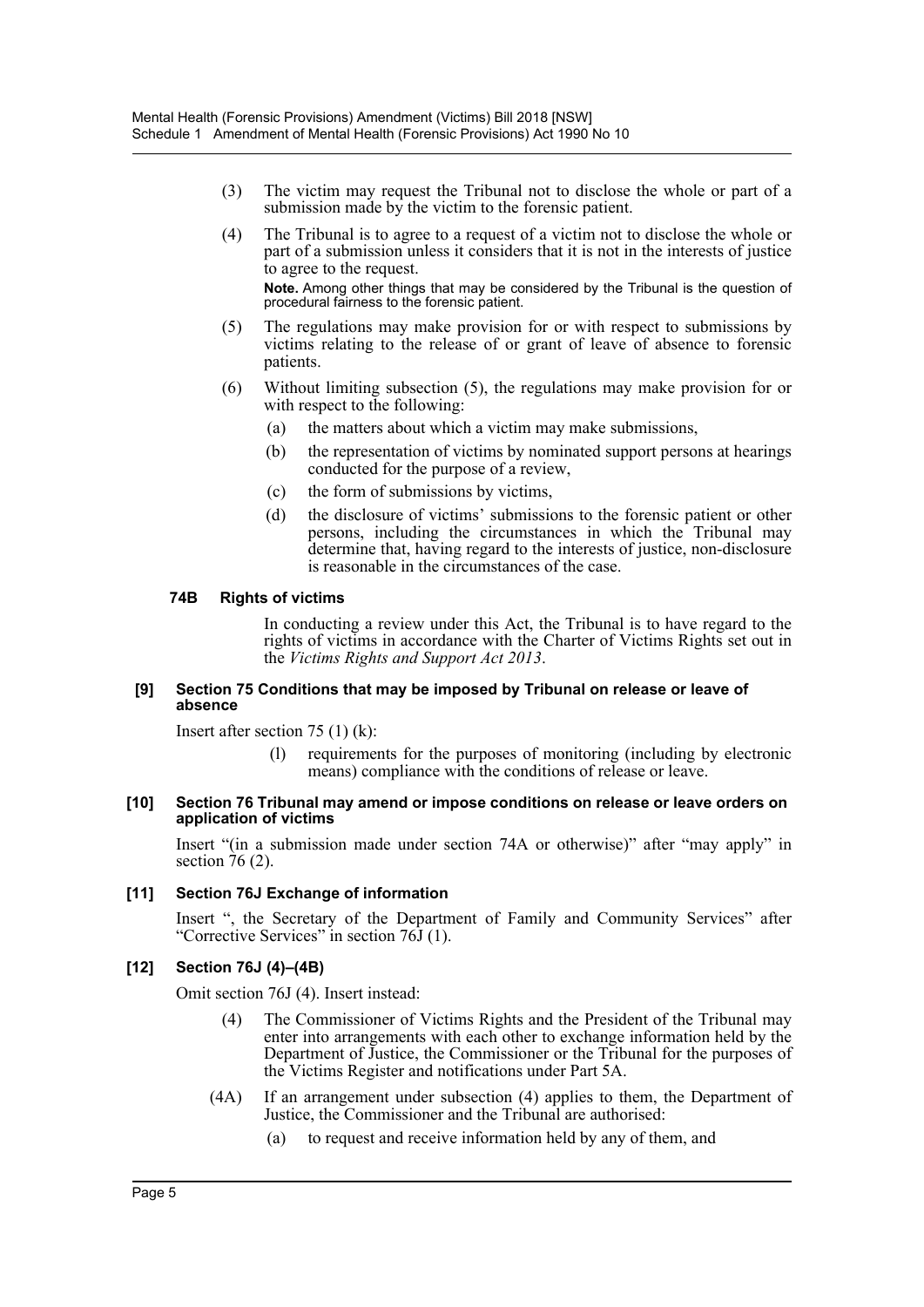(3) The victim may request the Tribunal not to disclose the whole or part of a submission made by the victim to the forensic patient.

(4) The Tribunal is to agree to a request of a victim not to disclose the whole or part of a submission unless it considers that it is not in the interests of justice to agree to the request.

**Note.** Among other things that may be considered by the Tribunal is the question of procedural fairness to the forensic patient.

(5) The regulations may make provision for or with respect to submissions by victims relating to the release of or grant of leave of absence to forensic patients.

(6) Without limiting subsection (5), the regulations may make provision for or with respect to the following:

(a) the matters about which a victim may make submissions,

(b) the representation of victims by nominated support persons at hearings conducted for the purpose of a review,

(c) the form of submissions by victims,

(d) the disclosure of victims' submissions to the forensic patient or other persons, including the circumstances in which the Tribunal may determine that, having regard to the interests of justice, non-disclosure is reasonable in the circumstances of the case.

#### 74B Rights of victims

In conducting a review under this Act, the Tribunal is to have regard to the rights of victims in accordance with the Charter of Victims Rights set out in the *Victims Rights and Support Act 2013*.

#### [9] Section 75 Conditions that may be imposed by Tribunal on release or leave of absence

Insert after section 75 (1) (k):

(l) requirements for the purposes of monitoring (including by electronic means) compliance with the conditions of release or leave.

#### [10] Section 76 Tribunal may amend or impose conditions on release or leave orders on application of victims

Insert "(in a submission made under section 74A or otherwise)" after "may apply" in section 76 (2).

#### [11] Section 76J Exchange of information

Insert ", the Secretary of the Department of Family and Community Services" after "Corrective Services" in section 76J (1).

#### [12] Section 76J (4)–(4B)

Omit section 76J (4). Insert instead:

(4) The Commissioner of Victims Rights and the President of the Tribunal may enter into arrangements with each other to exchange information held by the Department of Justice, the Commissioner or the Tribunal for the purposes of the Victims Register and notifications under Part 5A.

(4A) If an arrangement under subsection (4) applies to them, the Department of Justice, the Commissioner and the Tribunal are authorised:

(a) to request and receive information held by any of them, and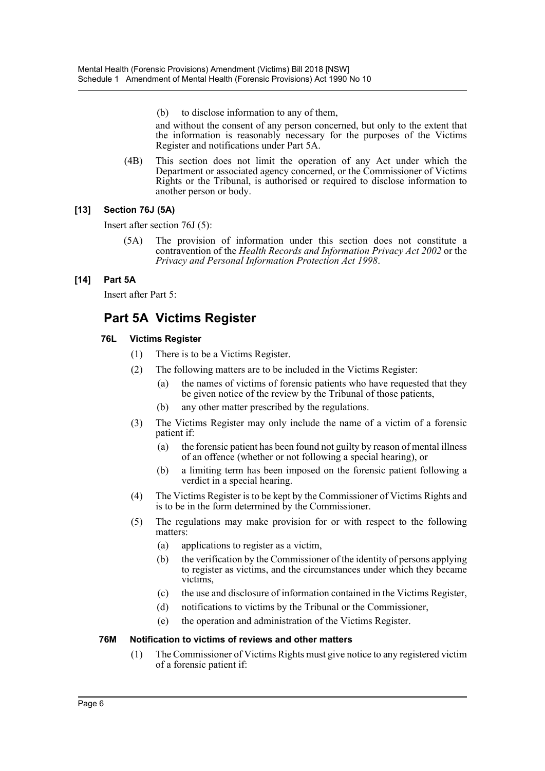(b) to disclose information to any of them,

and without the consent of any person concerned, but only to the extent that the information is reasonably necessary for the purposes of the Victims Register and notifications under Part 5A.

(4B) This section does not limit the operation of any Act under which the Department or associated agency concerned, or the Commissioner of Victims Rights or the Tribunal, is authorised or required to disclose information to another person or body.

### [13] Section 76J (5A)

Insert after section 76J (5):

(5A) The provision of information under this section does not constitute a contravention of the *Health Records and Information Privacy Act 2002* or the *Privacy and Personal Information Protection Act 1998*.

### [14] Part 5A

Insert after Part 5:

## Part 5A Victims Register

#### 76L Victims Register

(1) There is to be a Victims Register.

(2) The following matters are to be included in the Victims Register:

- (a) the names of victims of forensic patients who have requested that they be given notice of the review by the Tribunal of those patients,
- (b) any other matter prescribed by the regulations.

(3) The Victims Register may only include the name of a victim of a forensic patient if:

- (a) the forensic patient has been found not guilty by reason of mental illness of an offence (whether or not following a special hearing), or
- (b) a limiting term has been imposed on the forensic patient following a verdict in a special hearing.

(4) The Victims Register is to be kept by the Commissioner of Victims Rights and is to be in the form determined by the Commissioner.

(5) The regulations may make provision for or with respect to the following matters:

- (a) applications to register as a victim,
- (b) the verification by the Commissioner of the identity of persons applying to register as victims, and the circumstances under which they became victims,
- (c) the use and disclosure of information contained in the Victims Register,
- (d) notifications to victims by the Tribunal or the Commissioner,
- (e) the operation and administration of the Victims Register.

#### 76M Notification to victims of reviews and other matters

(1) The Commissioner of Victims Rights must give notice to any registered victim of a forensic patient if: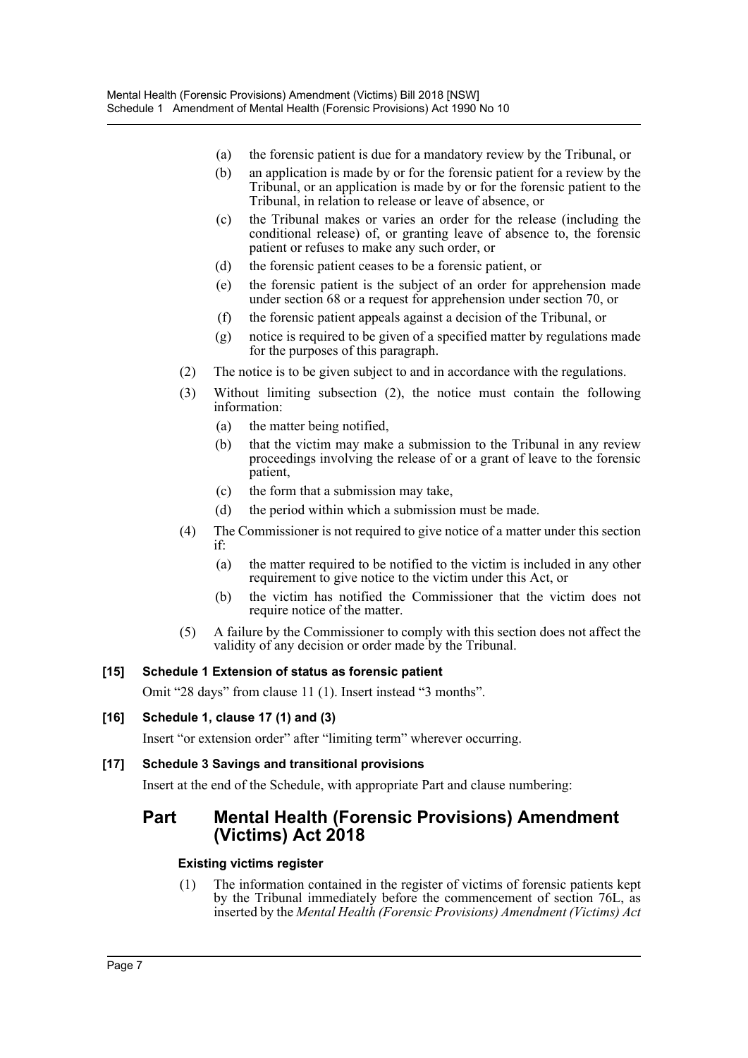(a) the forensic patient is due for a mandatory review by the Tribunal, or

(b) an application is made by or for the forensic patient for a review by the Tribunal, or an application is made by or for the forensic patient to the Tribunal, in relation to release or leave of absence, or

(c) the Tribunal makes or varies an order for the release (including the conditional release) of, or granting leave of absence to, the forensic patient or refuses to make any such order, or

(d) the forensic patient ceases to be a forensic patient, or

(e) the forensic patient is the subject of an order for apprehension made under section 68 or a request for apprehension under section 70, or

(f) the forensic patient appeals against a decision of the Tribunal, or

(g) notice is required to be given of a specified matter by regulations made for the purposes of this paragraph.

(2) The notice is to be given subject to and in accordance with the regulations.

(3) Without limiting subsection (2), the notice must contain the following information:

(a) the matter being notified,

(b) that the victim may make a submission to the Tribunal in any review proceedings involving the release of or a grant of leave to the forensic patient,

(c) the form that a submission may take,

(d) the period within which a submission must be made.

(4) The Commissioner is not required to give notice of a matter under this section if:

(a) the matter required to be notified to the victim is included in any other requirement to give notice to the victim under this Act, or

(b) the victim has notified the Commissioner that the victim does not require notice of the matter.

(5) A failure by the Commissioner to comply with this section does not affect the validity of any decision or order made by the Tribunal.

**[15] Schedule 1 Extension of status as forensic patient**

Omit "28 days" from clause 11 (1). Insert instead "3 months".

**[16] Schedule 1, clause 17 (1) and (3)**

Insert "or extension order" after "limiting term" wherever occurring.

**[17] Schedule 3 Savings and transitional provisions**

Insert at the end of the Schedule, with appropriate Part and clause numbering:

## Part Mental Health (Forensic Provisions) Amendment (Victims) Act 2018

**Existing victims register**

(1) The information contained in the register of victims of forensic patients kept by the Tribunal immediately before the commencement of section 76L, as inserted by the *Mental Health (Forensic Provisions) Amendment (Victims) Act*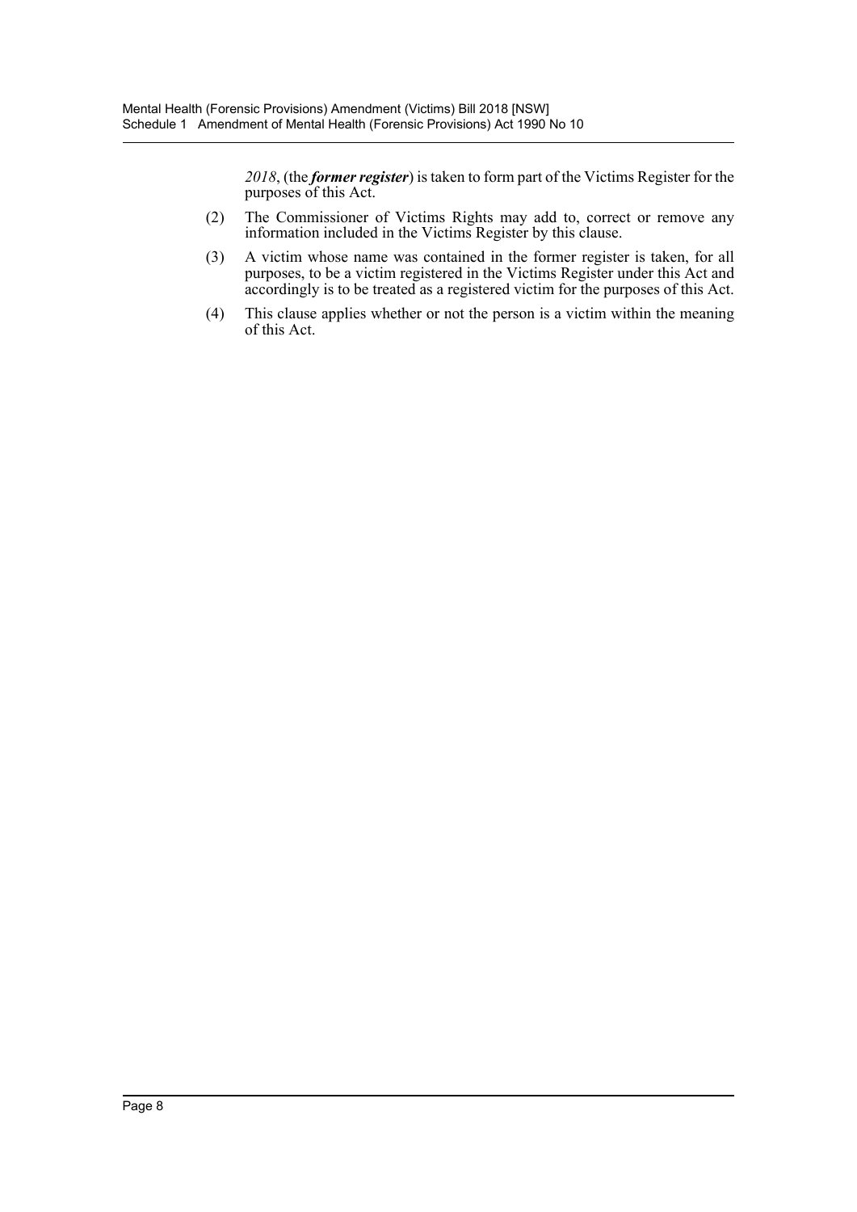*2018*, (the ***former register***) is taken to form part of the Victims Register for the purposes of this Act.

(2) The Commissioner of Victims Rights may add to, correct or remove any information included in the Victims Register by this clause.

(3) A victim whose name was contained in the former register is taken, for all purposes, to be a victim registered in the Victims Register under this Act and accordingly is to be treated as a registered victim for the purposes of this Act.

(4) This clause applies whether or not the person is a victim within the meaning of this Act.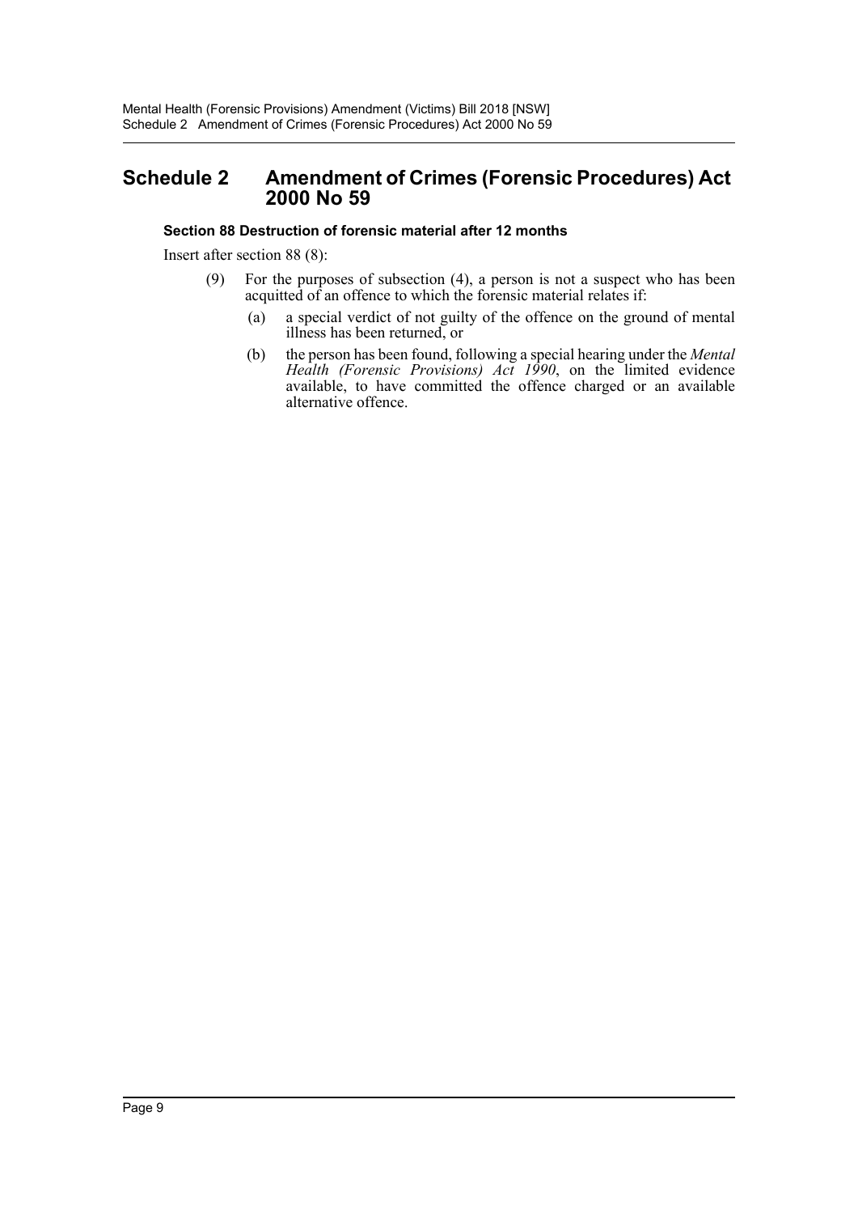# Schedule 2 Amendment of Crimes (Forensic Procedures) Act 2000 No 59

### Section 88 Destruction of forensic material after 12 months

Insert after section 88 (8):

(9) For the purposes of subsection (4), a person is not a suspect who has been acquitted of an offence to which the forensic material relates if:

(a) a special verdict of not guilty of the offence on the ground of mental illness has been returned, or

(b) the person has been found, following a special hearing under the *Mental Health (Forensic Provisions) Act 1990*, on the limited evidence available, to have committed the offence charged or an available alternative offence.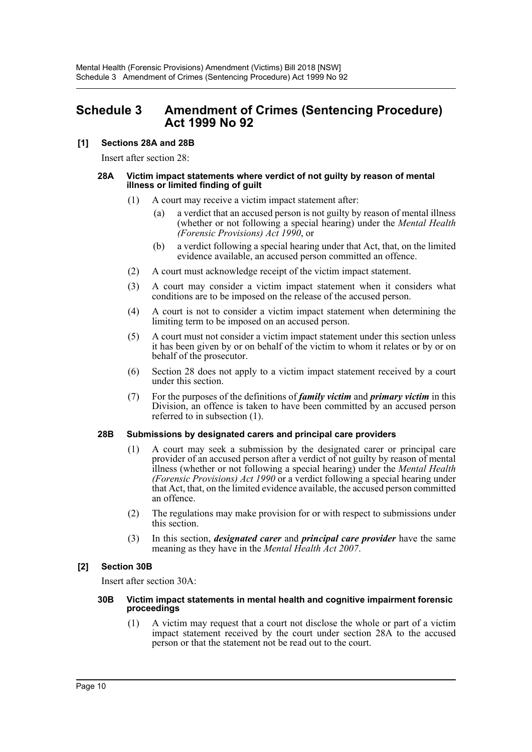## Schedule 3 Amendment of Crimes (Sentencing Procedure) Act 1999 No 92

### [1] Sections 28A and 28B

Insert after section 28:

#### 28A Victim impact statements where verdict of not guilty by reason of mental illness or limited finding of guilt

(1) A court may receive a victim impact statement after:

(a) a verdict that an accused person is not guilty by reason of mental illness (whether or not following a special hearing) under the *Mental Health (Forensic Provisions) Act 1990*, or

(b) a verdict following a special hearing under that Act, that, on the limited evidence available, an accused person committed an offence.

(2) A court must acknowledge receipt of the victim impact statement.

(3) A court may consider a victim impact statement when it considers what conditions are to be imposed on the release of the accused person.

(4) A court is not to consider a victim impact statement when determining the limiting term to be imposed on an accused person.

(5) A court must not consider a victim impact statement under this section unless it has been given by or on behalf of the victim to whom it relates or by or on behalf of the prosecutor.

(6) Section 28 does not apply to a victim impact statement received by a court under this section.

(7) For the purposes of the definitions of ***family victim*** and ***primary victim*** in this Division, an offence is taken to have been committed by an accused person referred to in subsection (1).

#### 28B Submissions by designated carers and principal care providers

(1) A court may seek a submission by the designated carer or principal care provider of an accused person after a verdict of not guilty by reason of mental illness (whether or not following a special hearing) under the *Mental Health (Forensic Provisions) Act 1990* or a verdict following a special hearing under that Act, that, on the limited evidence available, the accused person committed an offence.

(2) The regulations may make provision for or with respect to submissions under this section.

(3) In this section, ***designated carer*** and ***principal care provider*** have the same meaning as they have in the *Mental Health Act 2007*.

### [2] Section 30B

Insert after section 30A:

#### 30B Victim impact statements in mental health and cognitive impairment forensic proceedings

(1) A victim may request that a court not disclose the whole or part of a victim impact statement received by the court under section 28A to the accused person or that the statement not be read out to the court.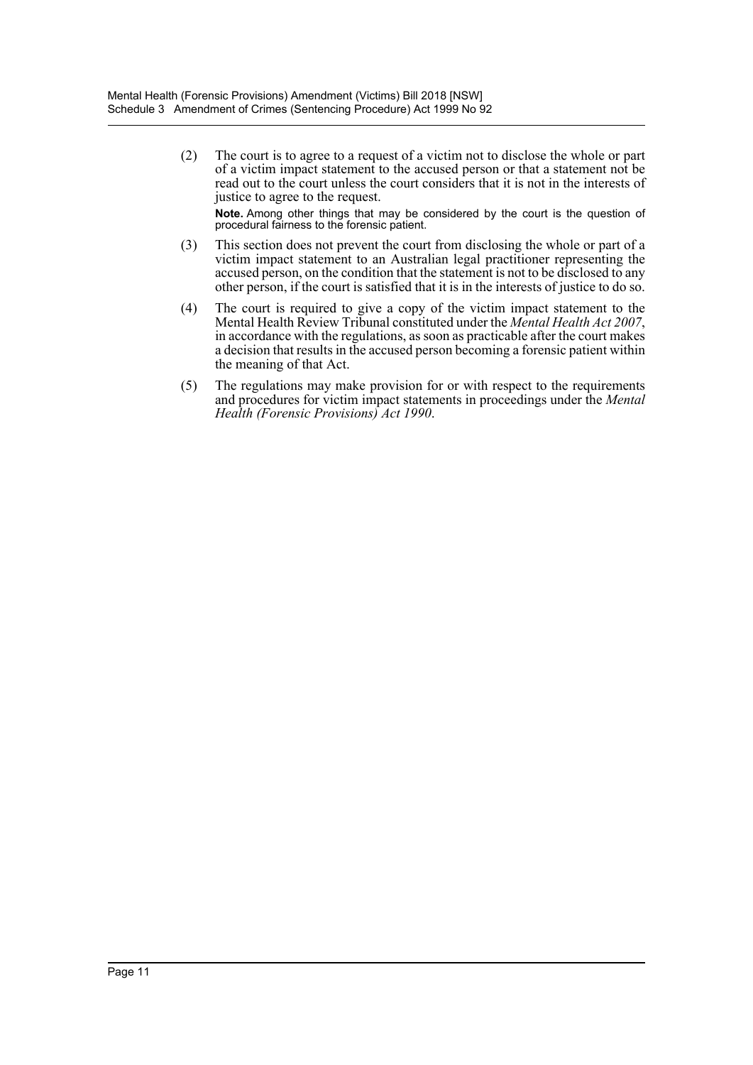(2) The court is to agree to a request of a victim not to disclose the whole or part of a victim impact statement to the accused person or that a statement not be read out to the court unless the court considers that it is not in the interests of justice to agree to the request.

**Note.** Among other things that may be considered by the court is the question of procedural fairness to the forensic patient.

(3) This section does not prevent the court from disclosing the whole or part of a victim impact statement to an Australian legal practitioner representing the accused person, on the condition that the statement is not to be disclosed to any other person, if the court is satisfied that it is in the interests of justice to do so.

(4) The court is required to give a copy of the victim impact statement to the Mental Health Review Tribunal constituted under the *Mental Health Act 2007*, in accordance with the regulations, as soon as practicable after the court makes a decision that results in the accused person becoming a forensic patient within the meaning of that Act.

(5) The regulations may make provision for or with respect to the requirements and procedures for victim impact statements in proceedings under the *Mental Health (Forensic Provisions) Act 1990*.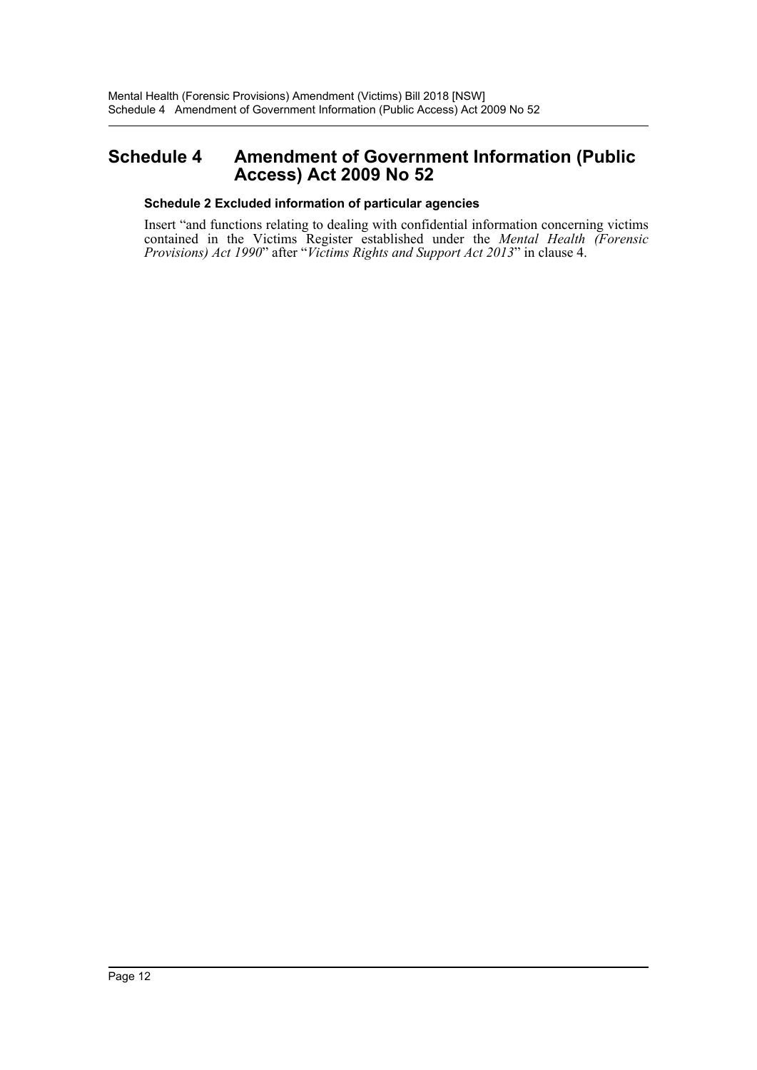## Schedule 4 Amendment of Government Information (Public Access) Act 2009 No 52

### Schedule 2 Excluded information of particular agencies

Insert "and functions relating to dealing with confidential information concerning victims contained in the Victims Register established under the *Mental Health (Forensic Provisions) Act 1990*" after "*Victims Rights and Support Act 2013*" in clause 4.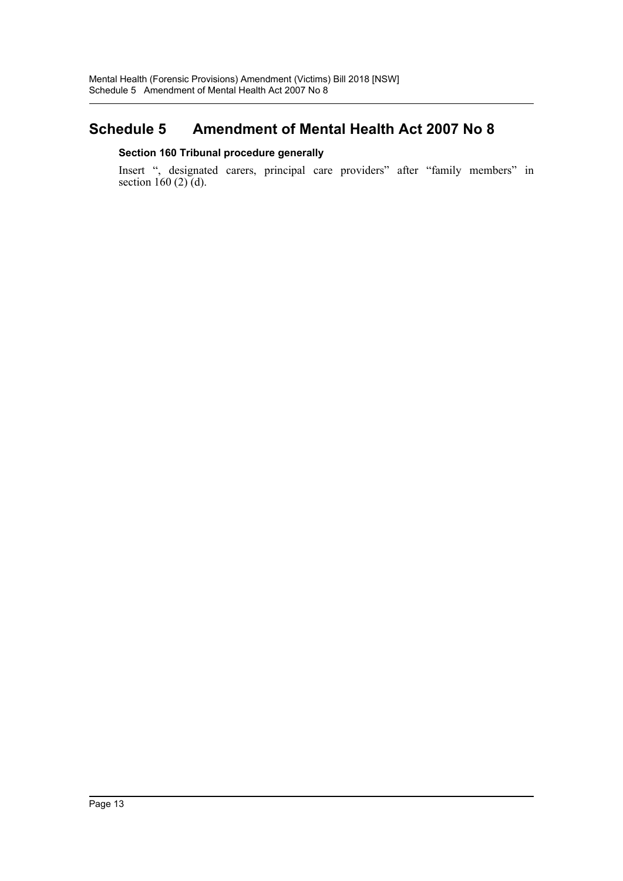# Schedule 5 Amendment of Mental Health Act 2007 No 8

### Section 160 Tribunal procedure generally

Insert ", designated carers, principal care providers" after "family members" in section 160 (2) (d).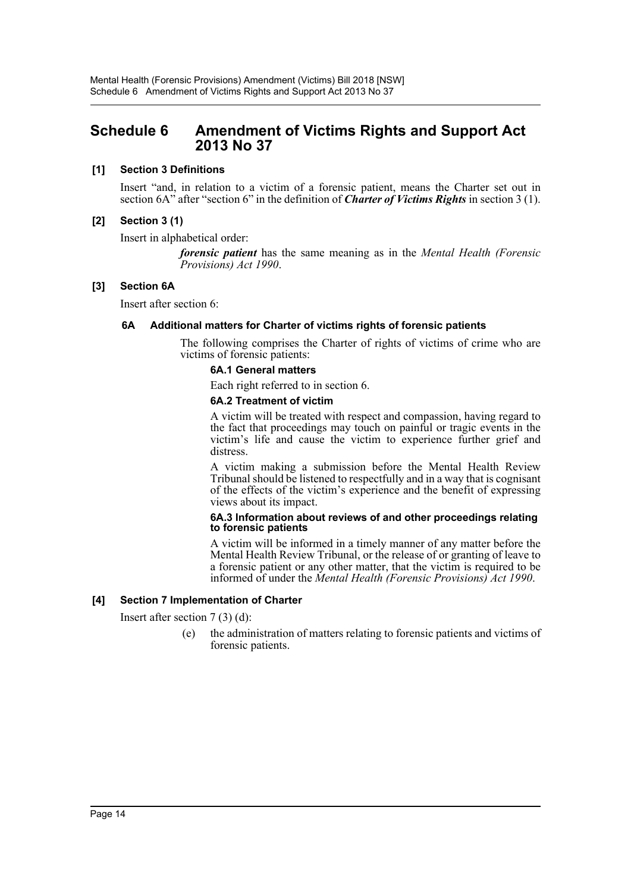# Schedule 6 Amendment of Victims Rights and Support Act 2013 No 37

**[1] Section 3 Definitions**

Insert "and, in relation to a victim of a forensic patient, means the Charter set out in section 6A" after "section 6" in the definition of ***Charter of Victims Rights*** in section 3 (1).

**[2] Section 3 (1)**

Insert in alphabetical order:

> ***forensic patient*** has the same meaning as in the *Mental Health (Forensic Provisions) Act 1990*.

**[3] Section 6A**

Insert after section 6:

> **6A Additional matters for Charter of victims rights of forensic patients**
>
> The following comprises the Charter of rights of victims of crime who are victims of forensic patients:
>
> **6A.1 General matters**
>
> Each right referred to in section 6.
>
> **6A.2 Treatment of victim**
>
> A victim will be treated with respect and compassion, having regard to the fact that proceedings may touch on painful or tragic events in the victim's life and cause the victim to experience further grief and distress.
>
> A victim making a submission before the Mental Health Review Tribunal should be listened to respectfully and in a way that is cognisant of the effects of the victim's experience and the benefit of expressing views about its impact.
>
> **6A.3 Information about reviews of and other proceedings relating to forensic patients**
>
> A victim will be informed in a timely manner of any matter before the Mental Health Review Tribunal, or the release of or granting of leave to a forensic patient or any other matter, that the victim is required to be informed of under the *Mental Health (Forensic Provisions) Act 1990*.

**[4] Section 7 Implementation of Charter**

Insert after section 7 (3) (d):

> (e) the administration of matters relating to forensic patients and victims of forensic patients.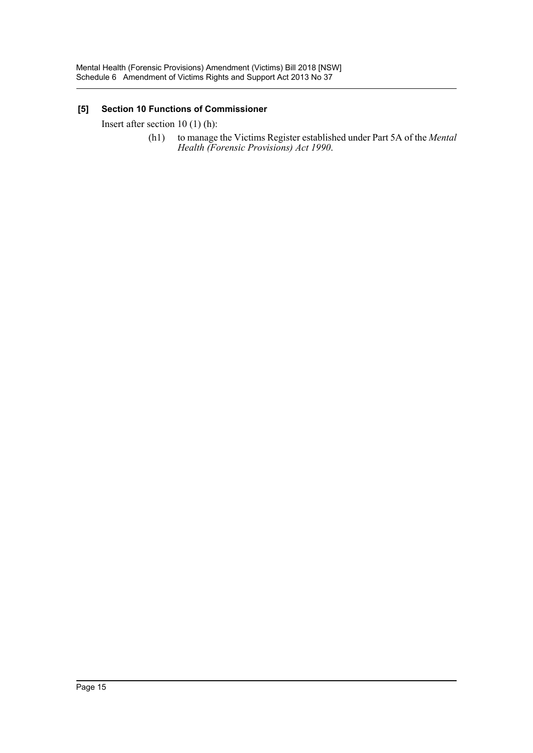**[5] Section 10 Functions of Commissioner**

Insert after section 10 (1) (h):

(h1) to manage the Victims Register established under Part 5A of the *Mental Health (Forensic Provisions) Act 1990*.